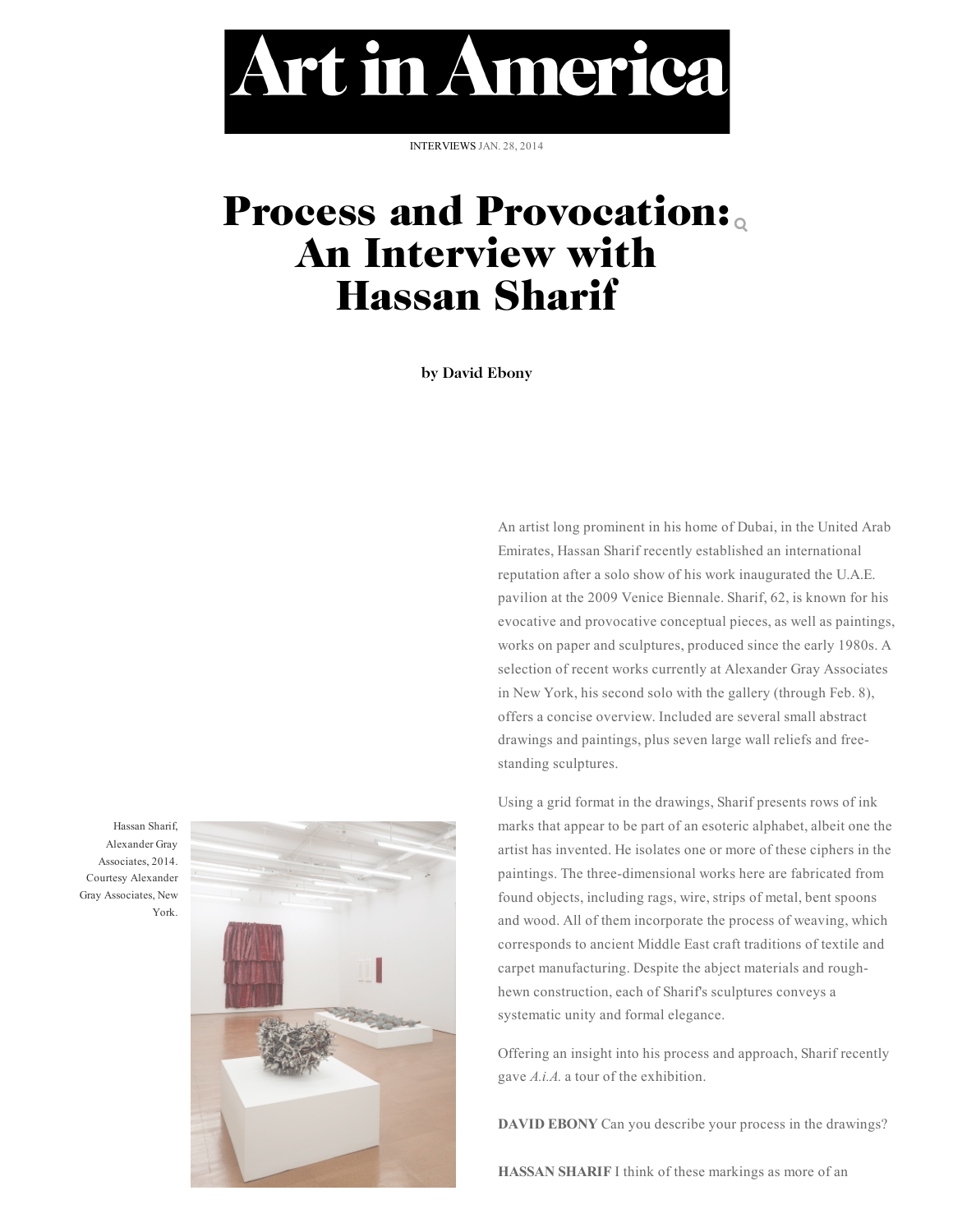# Art in America

INTERVIEWS JAN. 28, 2014

# Process and Provocation: An Interview with Hassan Sharif

**by David Ebony**

An artist long prominent in his home of Dubai, in the United Arab Emirates, Hassan Sharif recently established an international reputation after a solo show of his work inaugurated the U.A.E. pavilion at the 2009 Venice Biennale. Sharif, 62, is known for his evocative and provocative conceptual pieces, as well as paintings, works on paper and sculptures, produced since the early 1980s. A selection of recent works currently at Alexander Gray Associates in New York, his second solo with the gallery (through Feb. 8), offers a concise overview. Included are several small abstract drawings and paintings, plus seven large wall reliefs and free-standing sculptures.

Hassan Sharif, Alexander Gray Associates, 2014. Courtesy Alexander Gray Associates, New York.

Using a grid format in the drawings, Sharif presents rows of ink marks that appear to be part of an esoteric alphabet, albeit one the artist has invented. He isolates one or more of these ciphers in the paintings. The three-dimensional works here are fabricated from found objects, including rags, wire, strips of metal, bent spoons and wood. All of them incorporate the process of weaving, which corresponds to ancient Middle East craft traditions of textile and carpet manufacturing. Despite the abject materials and rough-hewn construction, each of Sharif's sculptures conveys a systematic unity and formal elegance.

Offering an insight into his process and approach, Sharif recently gave *A.i.A.* a tour of the exhibition.

**DAVID EBONY** Can you describe your process in the drawings?

**HASSAN SHARIF** I think of these markings as more of an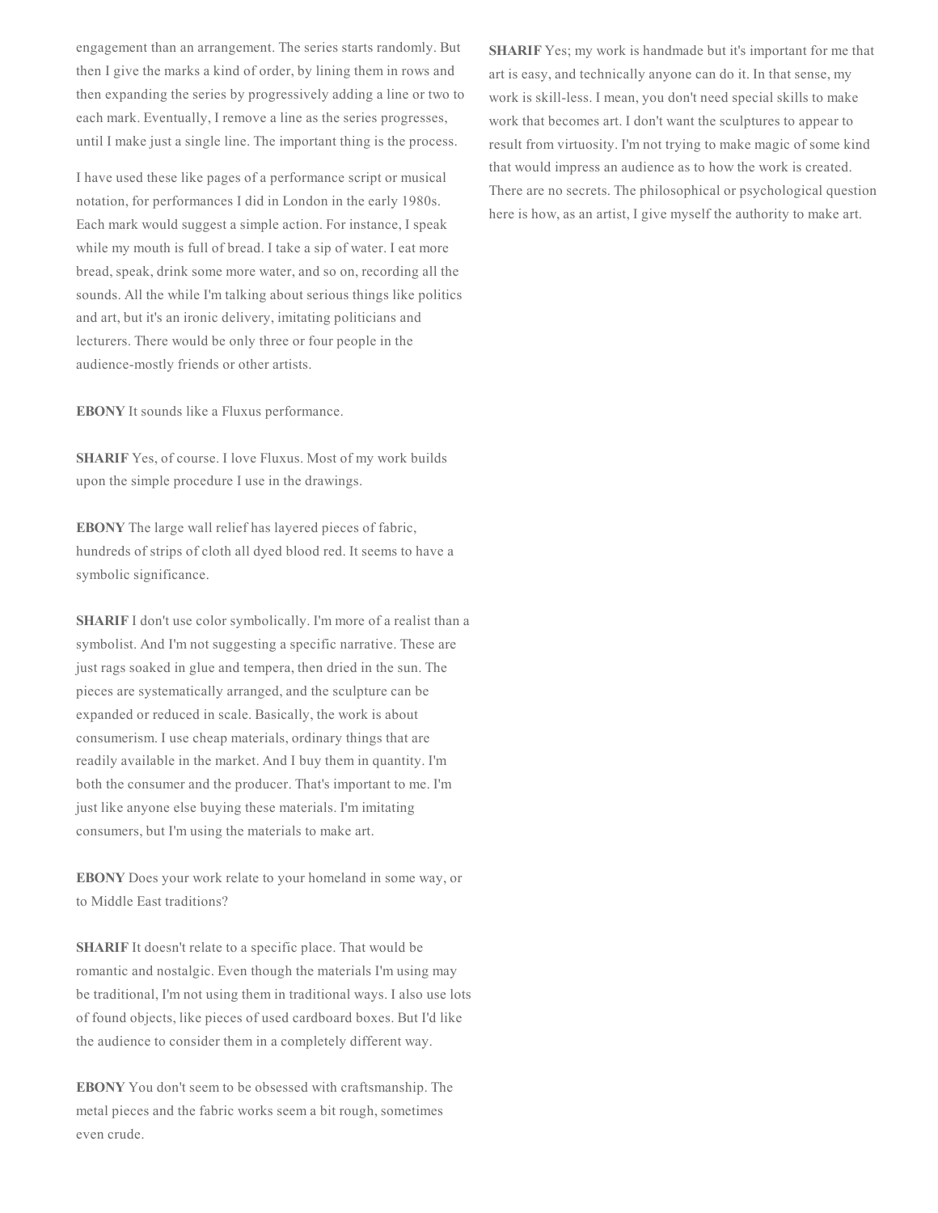engagement than an arrangement. The series starts randomly. But then I give the marks a kind of order, by lining them in rows and then expanding the series by progressively adding a line or two to each mark. Eventually, I remove a line as the series progresses, until I make just a single line. The important thing is the process.

I have used these like pages of a performance script or musical notation, for performances I did in London in the early 1980s. Each mark would suggest a simple action. For instance, I speak while my mouth is full of bread. I take a sip of water. I eat more bread, speak, drink some more water, and so on, recording all the sounds. All the while I'm talking about serious things like politics and art, but it's an ironic delivery, imitating politicians and lecturers. There would be only three or four people in the audience-mostly friends or other artists.

**EBONY** It sounds like a Fluxus performance.

**SHARIF** Yes, of course. I love Fluxus. Most of my work builds upon the simple procedure I use in the drawings.

**EBONY** The large wall relief has layered pieces of fabric, hundreds of strips of cloth all dyed blood red. It seems to have a symbolic significance.

**SHARIF** I don't use color symbolically. I'm more of a realist than a symbolist. And I'm not suggesting a specific narrative. These are just rags soaked in glue and tempera, then dried in the sun. The pieces are systematically arranged, and the sculpture can be expanded or reduced in scale. Basically, the work is about consumerism. I use cheap materials, ordinary things that are readily available in the market. And I buy them in quantity. I'm both the consumer and the producer. That's important to me. I'm just like anyone else buying these materials. I'm imitating consumers, but I'm using the materials to make art.

**EBONY** Does your work relate to your homeland in some way, or to Middle East traditions?

**SHARIF** It doesn't relate to a specific place. That would be romantic and nostalgic. Even though the materials I'm using may be traditional, I'm not using them in traditional ways. I also use lots of found objects, like pieces of used cardboard boxes. But I'd like the audience to consider them in a completely different way.

**EBONY** You don't seem to be obsessed with craftsmanship. The metal pieces and the fabric works seem a bit rough, sometimes even crude.

**SHARIF** Yes; my work is handmade but it's important for me that art is easy, and technically anyone can do it. In that sense, my work is skill-less. I mean, you don't need special skills to make work that becomes art. I don't want the sculptures to appear to result from virtuosity. I'm not trying to make magic of some kind that would impress an audience as to how the work is created. There are no secrets. The philosophical or psychological question here is how, as an artist, I give myself the authority to make art.